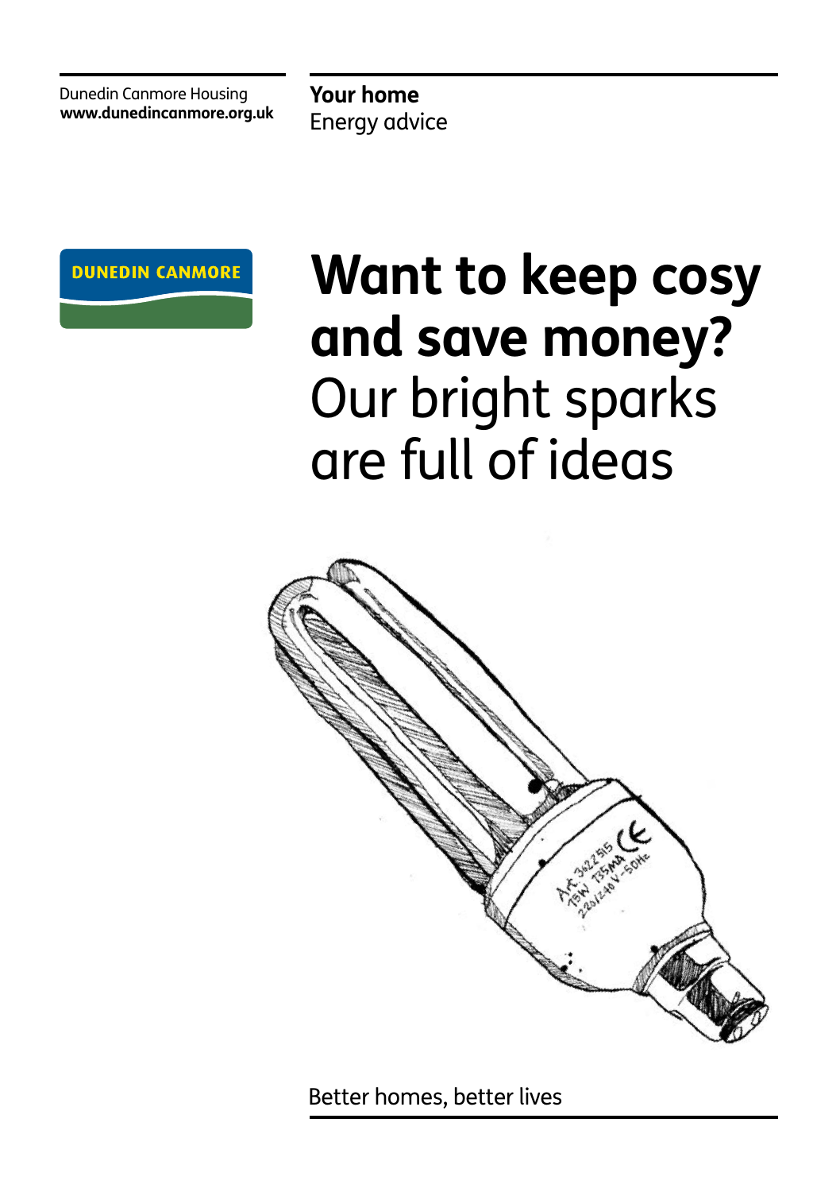Dunedin Canmore Housing
**www.dunedincanmore.org.uk**

**Your home**
Energy advice

DUNEDIN CANMORE

# Want to keep cosy and save money?

Our bright sparks are full of ideas

Better homes, better lives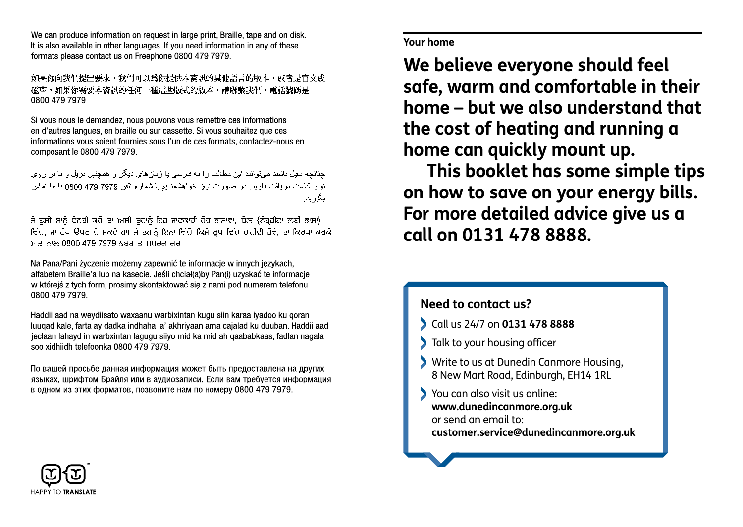We can produce information on request in large print, Braille, tape and on disk. It is also available in other languages. If you need information in any of these formats please contact us on Freephone 0800 479 7979.

如果你向我們提出要求，我們可以爲你提供本資訊的其他語言的版本，或者是盲文或磁帶。如果你需要本資訊的任何一種這些版式的版本，請聯繫我們，電話號碼是 0800 479 7979

Si vous nous le demandez, nous pouvons vous remettre ces informations en d'autres langues, en braille ou sur cassette. Si vous souhaitez que ces informations vous soient fournies sous l'un de ces formats, contactez-nous en composant le 0800 479 7979.

چنانچه مایل باشید میتوانید این مطالب را به فارسی یا زبانهای دیگر و همچنین بریل و یا بر روی نوار کاست دریافت دارید. در صورت نیاز خواهشمندیم با شماره تلفن 7979 479 0800 با ما تماس بگیرید.

ਜੇ ਤੁਸੀਂ ਸਾਨੂੰ ਬੇਨਤੀ ਕਰੋਂ ਤਾਂ ਅਸੀਂ ਤੁਹਾਨੂੰ ਇਹ ਜਾਣਕਾਰੀ ਹੋਰ ਭਾਸ਼ਾਵਾਂ, ਬ੍ਰੇਲ (ਨੇਤ੍ਰਹੀਣਾਂ ਲਈ ਭਾਸ਼ਾ) ਵਿੱਚ, ਜਾਂ ਟੇਪ ਉੱਪਰ ਦੇ ਸਕਦੇ ਹਾਂ। ਜੇ ਤੁਹਾਨੂੰ ਇਨਾਂ ਵਿੱਚੋਂ ਕਿਸੇ ਰੂਪ ਵਿੱਚ ਚਾਹੀਦੀ ਹੋਵੇ, ਤਾਂ ਕਿਰਪਾ ਕਰਕੇ ਸਾਡੇ ਨਾਲ 0800 479 7979 ਨੰਬਰ ਤੇ ਸੰਪਰਕ ਕਰੋ।

Na Pana/Pani życzenie możemy zapewnić te informacje w innych językach, alfabetem Braille'a lub na kasecie. Jeśli chciał(a)by Pan(i) uzyskać te informacje w którejś z tych form, prosimy skontaktować się z nami pod numerem telefonu 0800 479 7979.

Haddii aad na weydiisato waxaanu warbixintan kugu siin karaa iyadoo ku qoran luuqad kale, farta ay dadka indhaha la' akhriyaan ama cajalad ku duuban. Haddii aad jeclaan lahayd in warbxintan lagugu siiyo mid ka mid ah qaababkaas, fadlan nagala soo xidhiidh telefoonka 0800 479 7979.

По вашей просьбе данная информация может быть предоставлена на других языках, шрифтом Брайля или в аудиозаписи. Если вам требуется информация в одном из этих форматов, позвоните нам по номеру 0800 479 7979.

HAPPY TO **TRANSLATE**

**Your home**

# We believe everyone should feel safe, warm and comfortable in their home – but we also understand that the cost of heating and running a home can quickly mount up.

**This booklet has some simple tips on how to save on your energy bills. For more detailed advice give us a call on 0131 478 8888.**

## Need to contact us?

- Call us 24/7 on **0131 478 8888**
- Talk to your housing officer
- Write to us at Dunedin Canmore Housing, 8 New Mart Road, Edinburgh, EH14 1RL
- You can also visit us online: **www.dunedincanmore.org.uk** or send an email to: **customer.service@dunedincanmore.org.uk**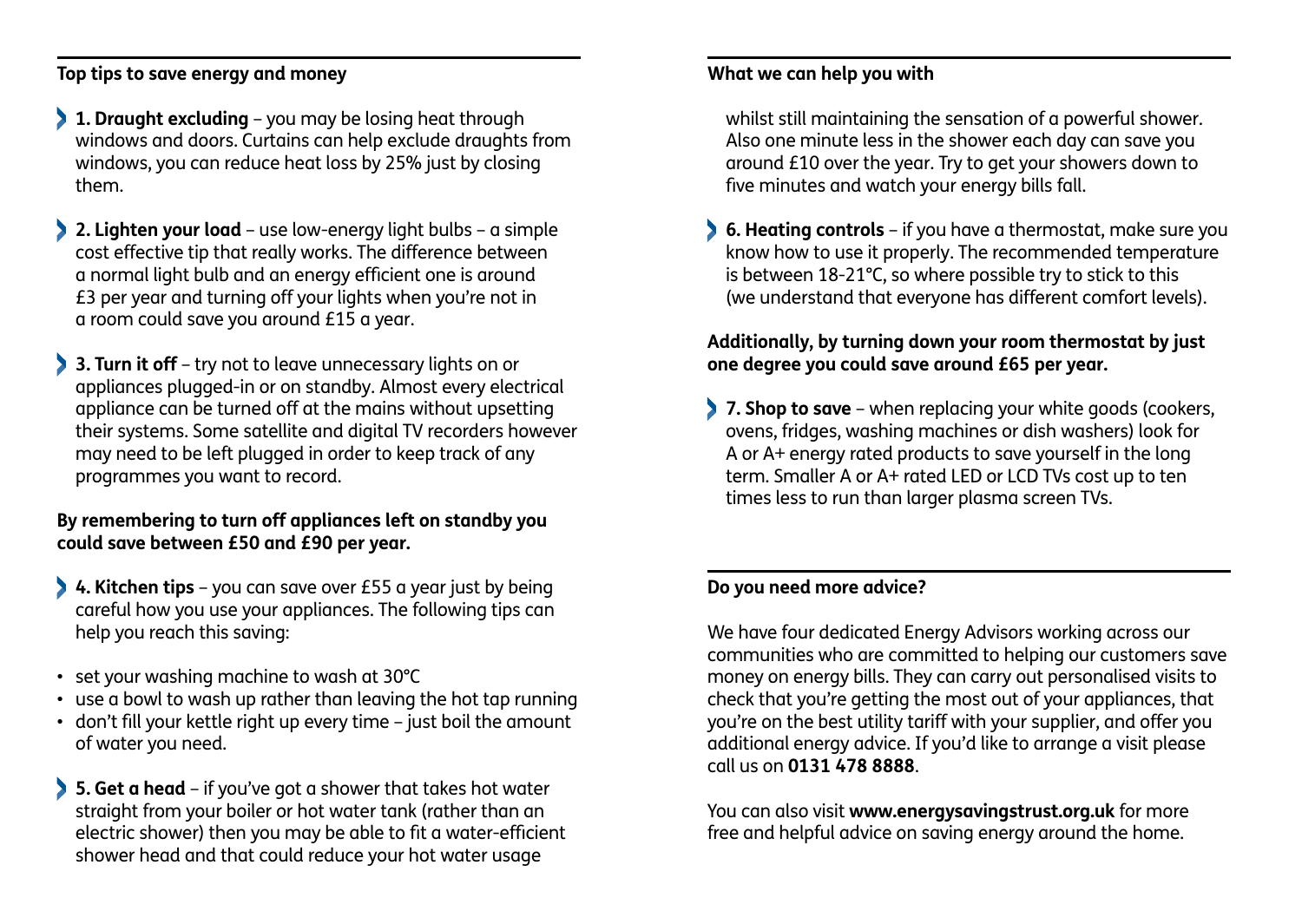## Top tips to save energy and money

- **1. Draught excluding** – you may be losing heat through windows and doors. Curtains can help exclude draughts from windows, you can reduce heat loss by 25% just by closing them.

- **2. Lighten your load** – use low-energy light bulbs – a simple cost effective tip that really works. The difference between a normal light bulb and an energy efficient one is around £3 per year and turning off your lights when you're not in a room could save you around £15 a year.

- **3. Turn it off** – try not to leave unnecessary lights on or appliances plugged-in or on standby. Almost every electrical appliance can be turned off at the mains without upsetting their systems. Some satellite and digital TV recorders however may need to be left plugged in order to keep track of any programmes you want to record.

**By remembering to turn off appliances left on standby you could save between £50 and £90 per year.**

- **4. Kitchen tips** – you can save over £55 a year just by being careful how you use your appliances. The following tips can help you reach this saving:

  - set your washing machine to wash at 30°C
  - use a bowl to wash up rather than leaving the hot tap running
  - don't fill your kettle right up every time – just boil the amount of water you need.

- **5. Get a head** – if you've got a shower that takes hot water straight from your boiler or hot water tank (rather than an electric shower) then you may be able to fit a water-efficient shower head and that could reduce your hot water usage whilst still maintaining the sensation of a powerful shower. Also one minute less in the shower each day can save you around £10 over the year. Try to get your showers down to five minutes and watch your energy bills fall.

## What we can help you with

- **6. Heating controls** – if you have a thermostat, make sure you know how to use it properly. The recommended temperature is between 18-21°C, so where possible try to stick to this (we understand that everyone has different comfort levels).

**Additionally, by turning down your room thermostat by just one degree you could save around £65 per year.**

- **7. Shop to save** – when replacing your white goods (cookers, ovens, fridges, washing machines or dish washers) look for A or A+ energy rated products to save yourself in the long term. Smaller A or A+ rated LED or LCD TVs cost up to ten times less to run than larger plasma screen TVs.

## Do you need more advice?

We have four dedicated Energy Advisors working across our communities who are committed to helping our customers save money on energy bills. They can carry out personalised visits to check that you're getting the most out of your appliances, that you're on the best utility tariff with your supplier, and offer you additional energy advice. If you'd like to arrange a visit please call us on **0131 478 8888**.

You can also visit **www.energysavingstrust.org.uk** for more free and helpful advice on saving energy around the home.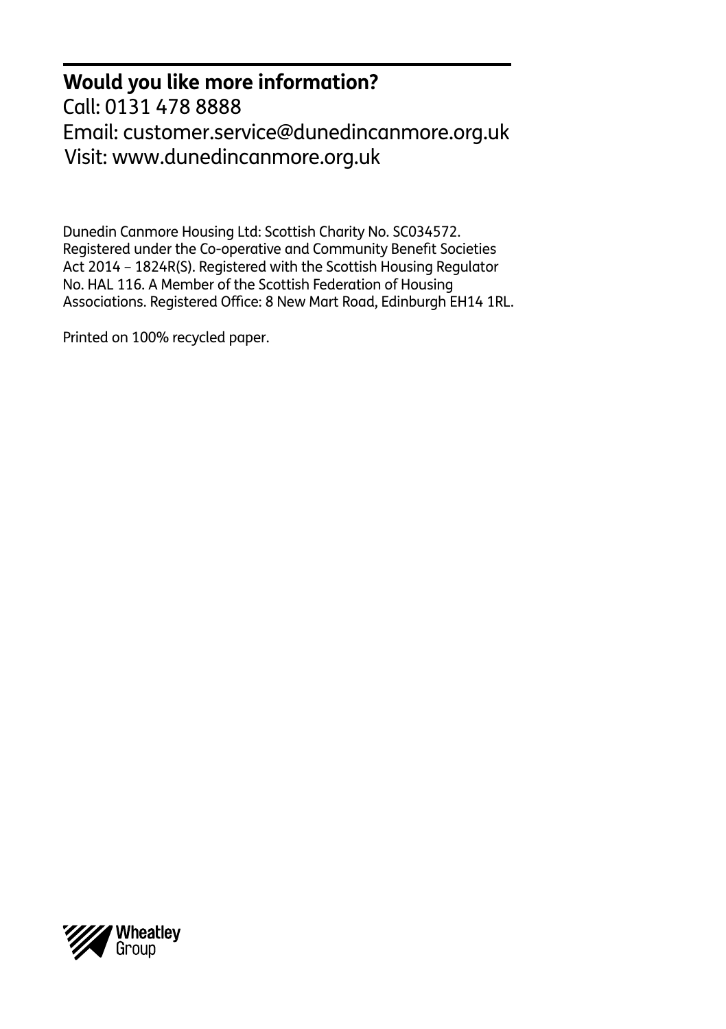**Would you like more information?**

Call: 0131 478 8888

Email: customer.service@dunedincanmore.org.uk

Visit: www.dunedincanmore.org.uk

Dunedin Canmore Housing Ltd: Scottish Charity No. SC034572. Registered under the Co-operative and Community Benefit Societies Act 2014 – 1824R(S). Registered with the Scottish Housing Regulator No. HAL 116. A Member of the Scottish Federation of Housing Associations. Registered Office: 8 New Mart Road, Edinburgh EH14 1RL.

Printed on 100% recycled paper.

Wheatley Group